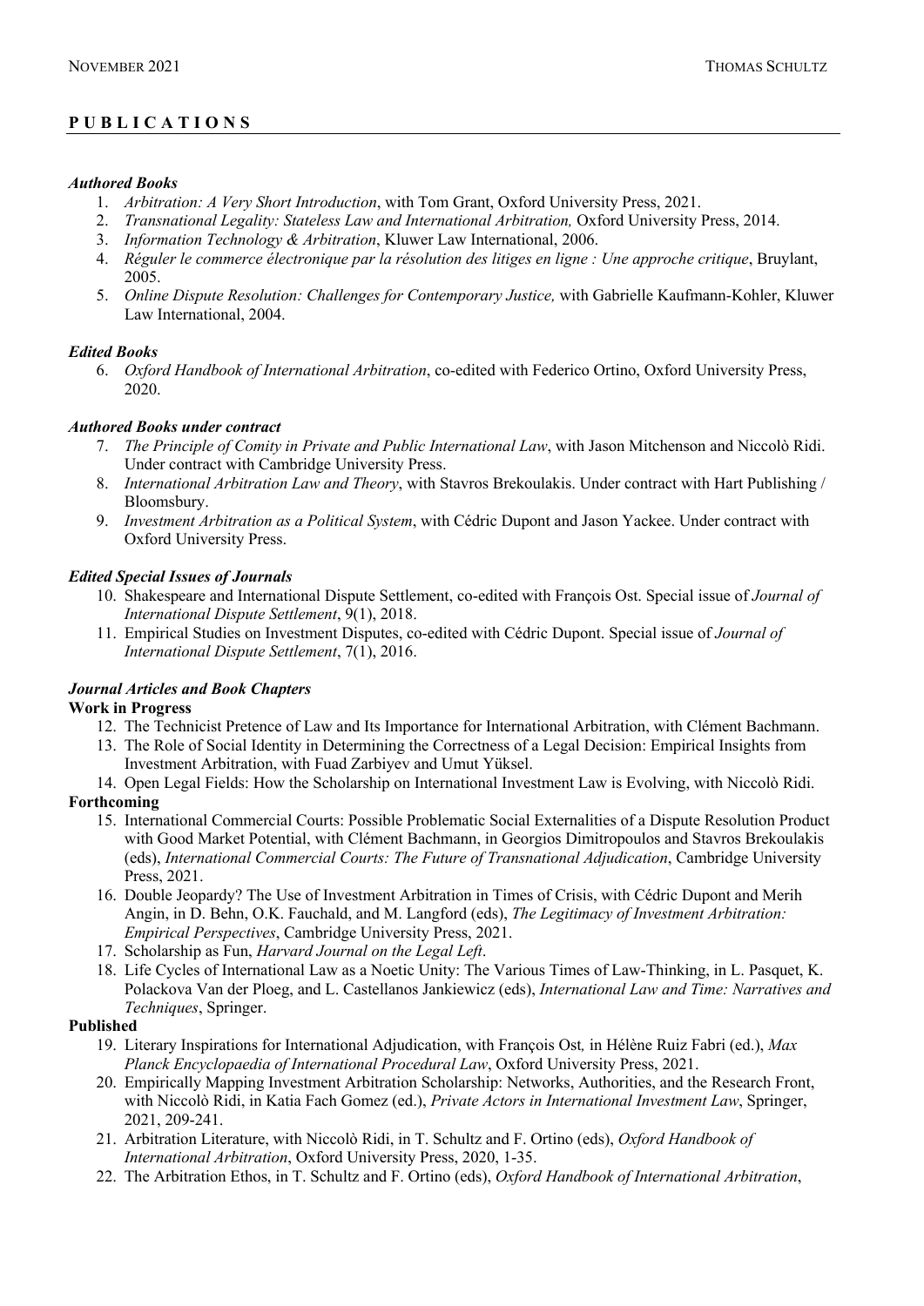# P U B L I C A T I O N S

### *Authored Books*

1. *Arbitration: A Very Short Introduction*, with Tom Grant, Oxford University Press, 2021.
2. *Transnational Legality: Stateless Law and International Arbitration,* Oxford University Press, 2014.
3. *Information Technology & Arbitration*, Kluwer Law International, 2006.
4. *Réguler le commerce électronique par la résolution des litiges en ligne : Une approche critique*, Bruylant, 2005.
5. *Online Dispute Resolution: Challenges for Contemporary Justice,* with Gabrielle Kaufmann-Kohler, Kluwer Law International, 2004.

### *Edited Books*

6. *Oxford Handbook of International Arbitration*, co-edited with Federico Ortino, Oxford University Press, 2020.

### *Authored Books under contract*

7. *The Principle of Comity in Private and Public International Law*, with Jason Mitchenson and Niccolò Ridi. Under contract with Cambridge University Press.
8. *International Arbitration Law and Theory*, with Stavros Brekoulakis. Under contract with Hart Publishing / Bloomsbury.
9. *Investment Arbitration as a Political System*, with Cédric Dupont and Jason Yackee. Under contract with Oxford University Press.

### *Edited Special Issues of Journals*

10. Shakespeare and International Dispute Settlement, co-edited with François Ost. Special issue of *Journal of International Dispute Settlement*, 9(1), 2018.
11. Empirical Studies on Investment Disputes, co-edited with Cédric Dupont. Special issue of *Journal of International Dispute Settlement*, 7(1), 2016.

### *Journal Articles and Book Chapters*

**Work in Progress**

12. The Technicist Pretence of Law and Its Importance for International Arbitration, with Clément Bachmann.
13. The Role of Social Identity in Determining the Correctness of a Legal Decision: Empirical Insights from Investment Arbitration, with Fuad Zarbiyev and Umut Yüksel.
14. Open Legal Fields: How the Scholarship on International Investment Law is Evolving, with Niccolò Ridi.

**Forthcoming**

15. International Commercial Courts: Possible Problematic Social Externalities of a Dispute Resolution Product with Good Market Potential, with Clément Bachmann, in Georgios Dimitropoulos and Stavros Brekoulakis (eds), *International Commercial Courts: The Future of Transnational Adjudication*, Cambridge University Press, 2021.
16. Double Jeopardy? The Use of Investment Arbitration in Times of Crisis, with Cédric Dupont and Merih Angin, in D. Behn, O.K. Fauchald, and M. Langford (eds), *The Legitimacy of Investment Arbitration: Empirical Perspectives*, Cambridge University Press, 2021.
17. Scholarship as Fun, *Harvard Journal on the Legal Left*.
18. Life Cycles of International Law as a Noetic Unity: The Various Times of Law-Thinking, in L. Pasquet, K. Polackova Van der Ploeg, and L. Castellanos Jankiewicz (eds), *International Law and Time: Narratives and Techniques*, Springer.

**Published**

19. Literary Inspirations for International Adjudication, with François Ost*,* in Hélène Ruiz Fabri (ed.), *Max Planck Encyclopaedia of International Procedural Law*, Oxford University Press, 2021.
20. Empirically Mapping Investment Arbitration Scholarship: Networks, Authorities, and the Research Front, with Niccolò Ridi, in Katia Fach Gomez (ed.), *Private Actors in International Investment Law*, Springer, 2021, 209-241.
21. Arbitration Literature, with Niccolò Ridi, in T. Schultz and F. Ortino (eds), *Oxford Handbook of International Arbitration*, Oxford University Press, 2020, 1-35.
22. The Arbitration Ethos, in T. Schultz and F. Ortino (eds), *Oxford Handbook of International Arbitration*,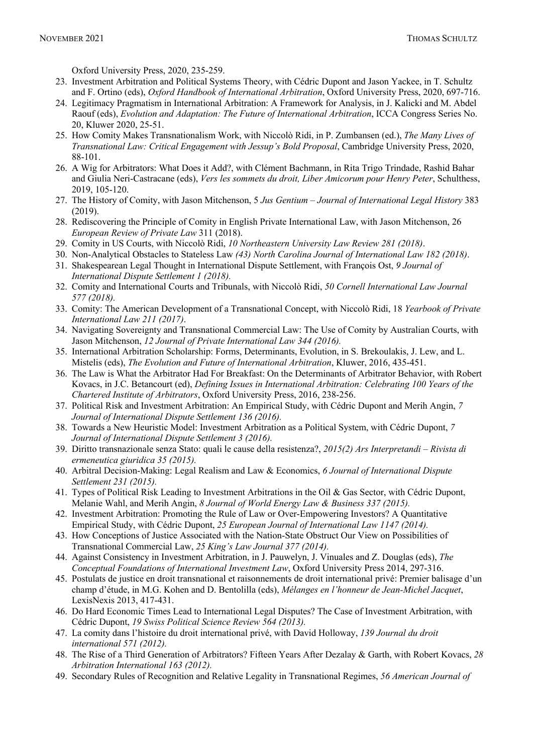Oxford University Press, 2020, 235-259.

23. Investment Arbitration and Political Systems Theory, with Cédric Dupont and Jason Yackee, in T. Schultz and F. Ortino (eds), *Oxford Handbook of International Arbitration*, Oxford University Press, 2020, 697-716.
24. Legitimacy Pragmatism in International Arbitration: A Framework for Analysis, in J. Kalicki and M. Abdel Raouf (eds), *Evolution and Adaptation: The Future of International Arbitration*, ICCA Congress Series No. 20, Kluwer 2020, 25-51.
25. How Comity Makes Transnationalism Work, with Niccolò Ridi, in P. Zumbansen (ed.), *The Many Lives of Transnational Law: Critical Engagement with Jessup's Bold Proposal*, Cambridge University Press, 2020, 88-101.
26. A Wig for Arbitrators: What Does it Add?, with Clément Bachmann, in Rita Trigo Trindade, Rashid Bahar and Giulia Neri-Castracane (eds), *Vers les sommets du droit, Liber Amicorum pour Henry Peter*, Schulthess, 2019, 105-120.
27. The History of Comity, with Jason Mitchenson, 5 *Jus Gentium – Journal of International Legal History* 383 (2019).
28. Rediscovering the Principle of Comity in English Private International Law, with Jason Mitchenson, 26 *European Review of Private Law* 311 (2018).
29. Comity in US Courts, with Niccolò Ridi, *10 Northeastern University Law Review 281 (2018)*.
30. Non-Analytical Obstacles to Stateless Law *(43) North Carolina Journal of International Law 182 (2018)*.
31. Shakespearean Legal Thought in International Dispute Settlement, with François Ost, *9 Journal of International Dispute Settlement 1 (2018).*
32. Comity and International Courts and Tribunals, with Niccolò Ridi, *50 Cornell International Law Journal 577 (2018).*
33. Comity: The American Development of a Transnational Concept, with Niccolò Ridi, 18 *Yearbook of Private International Law 211 (2017)*.
34. Navigating Sovereignty and Transnational Commercial Law: The Use of Comity by Australian Courts, with Jason Mitchenson, *12 Journal of Private International Law 344 (2016).*
35. International Arbitration Scholarship: Forms, Determinants, Evolution, in S. Brekoulakis, J. Lew, and L. Mistelis (eds), *The Evolution and Future of International Arbitration*, Kluwer, 2016, 435-451.
36. The Law is What the Arbitrator Had For Breakfast: On the Determinants of Arbitrator Behavior, with Robert Kovacs, in J.C. Betancourt (ed), *Defining Issues in International Arbitration: Celebrating 100 Years of the Chartered Institute of Arbitrators*, Oxford University Press, 2016, 238-256.
37. Political Risk and Investment Arbitration: An Empirical Study, with Cédric Dupont and Merih Angin, *7 Journal of International Dispute Settlement 136 (2016).*
38. Towards a New Heuristic Model: Investment Arbitration as a Political System, with Cédric Dupont, *7 Journal of International Dispute Settlement 3 (2016).*
39. Diritto transnazionale senza Stato: quali le cause della resistenza?, *2015(2) Ars Interpretandi – Rivista di ermeneutica giuridica 35 (2015).*
40. Arbitral Decision-Making: Legal Realism and Law & Economics, *6 Journal of International Dispute Settlement 231 (2015).*
41. Types of Political Risk Leading to Investment Arbitrations in the Oil & Gas Sector, with Cédric Dupont, Melanie Wahl, and Merih Angin, *8 Journal of World Energy Law & Business 337 (2015).*
42. Investment Arbitration: Promoting the Rule of Law or Over-Empowering Investors? A Quantitative Empirical Study, with Cédric Dupont, *25 European Journal of International Law 1147 (2014).*
43. How Conceptions of Justice Associated with the Nation-State Obstruct Our View on Possibilities of Transnational Commercial Law, *25 King's Law Journal 377 (2014).*
44. Against Consistency in Investment Arbitration, in J. Pauwelyn, J. Vinuales and Z. Douglas (eds), *The Conceptual Foundations of International Investment Law*, Oxford University Press 2014, 297-316.
45. Postulats de justice en droit transnational et raisonnements de droit international privé: Premier balisage d'un champ d'étude, in M.G. Kohen and D. Bentolilla (eds), *Mélanges en l'honneur de Jean-Michel Jacquet*, LexisNexis 2013, 417-431.
46. Do Hard Economic Times Lead to International Legal Disputes? The Case of Investment Arbitration, with Cédric Dupont, *19 Swiss Political Science Review 564 (2013).*
47. La comity dans l'histoire du droit international privé, with David Holloway, *139 Journal du droit international 571 (2012).*
48. The Rise of a Third Generation of Arbitrators? Fifteen Years After Dezalay & Garth, with Robert Kovacs, *28 Arbitration International 163 (2012).*
49. Secondary Rules of Recognition and Relative Legality in Transnational Regimes, *56 American Journal of*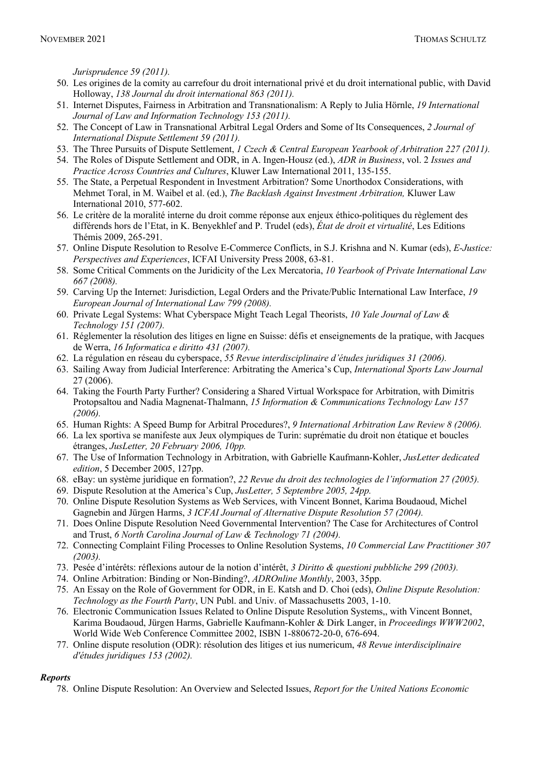*Jurisprudence 59 (2011).*

50. Les origines de la comity au carrefour du droit international privé et du droit international public, with David Holloway, *138 Journal du droit international 863 (2011).*
51. Internet Disputes, Fairness in Arbitration and Transnationalism: A Reply to Julia Hörnle, *19 International Journal of Law and Information Technology 153 (2011).*
52. The Concept of Law in Transnational Arbitral Legal Orders and Some of Its Consequences, *2 Journal of International Dispute Settlement 59 (2011).*
53. The Three Pursuits of Dispute Settlement, *1 Czech & Central European Yearbook of Arbitration 227 (2011).*
54. The Roles of Dispute Settlement and ODR, in A. Ingen-Housz (ed.), *ADR in Business*, vol. 2 *Issues and Practice Across Countries and Cultures*, Kluwer Law International 2011, 135-155.
55. The State, a Perpetual Respondent in Investment Arbitration? Some Unorthodox Considerations, with Mehmet Toral, in M. Waibel et al. (ed.), *The Backlash Against Investment Arbitration,* Kluwer Law International 2010, 577-602.
56. Le critère de la moralité interne du droit comme réponse aux enjeux éthico-politiques du règlement des différends hors de l'Etat, in K. Benyekhlef and P. Trudel (eds), *État de droit et virtualité*, Les Editions Thémis 2009, 265-291.
57. Online Dispute Resolution to Resolve E-Commerce Conflicts, in S.J. Krishna and N. Kumar (eds), *E-Justice: Perspectives and Experiences*, ICFAI University Press 2008, 63-81.
58. Some Critical Comments on the Juridicity of the Lex Mercatoria, *10 Yearbook of Private International Law 667 (2008).*
59. Carving Up the Internet: Jurisdiction, Legal Orders and the Private/Public International Law Interface, *19 European Journal of International Law 799 (2008).*
60. Private Legal Systems: What Cyberspace Might Teach Legal Theorists, *10 Yale Journal of Law & Technology 151 (2007).*
61. Réglementer la résolution des litiges en ligne en Suisse: défis et enseignements de la pratique, with Jacques de Werra, *16 Informatica e diritto 431 (2007).*
62. La régulation en réseau du cyberspace, *55 Revue interdisciplinaire d'études juridiques 31 (2006).*
63. Sailing Away from Judicial Interference: Arbitrating the America's Cup, *International Sports Law Journal* 27 (2006).
64. Taking the Fourth Party Further? Considering a Shared Virtual Workspace for Arbitration, with Dimitris Protopsaltou and Nadia Magnenat-Thalmann, *15 Information & Communications Technology Law 157 (2006).*
65. Human Rights: A Speed Bump for Arbitral Procedures?, *9 International Arbitration Law Review 8 (2006).*
66. La lex sportiva se manifeste aux Jeux olympiques de Turin: suprématie du droit non étatique et boucles étranges, *JusLetter, 20 February 2006, 10pp.*
67. The Use of Information Technology in Arbitration, with Gabrielle Kaufmann-Kohler, *JusLetter dedicated edition*, 5 December 2005, 127pp.
68. eBay: un système juridique en formation?, *22 Revue du droit des technologies de l'information 27 (2005).*
69. Dispute Resolution at the America's Cup, *JusLetter, 5 Septembre 2005, 24pp.*
70. Online Dispute Resolution Systems as Web Services, with Vincent Bonnet, Karima Boudaoud, Michel Gagnebin and Jürgen Harms, *3 ICFAI Journal of Alternative Dispute Resolution 57 (2004).*
71. Does Online Dispute Resolution Need Governmental Intervention? The Case for Architectures of Control and Trust, *6 North Carolina Journal of Law & Technology 71 (2004).*
72. Connecting Complaint Filing Processes to Online Resolution Systems, *10 Commercial Law Practitioner 307 (2003).*
73. Pesée d'intérêts: réflexions autour de la notion d'intérêt, *3 Diritto & questioni pubbliche 299 (2003).*
74. Online Arbitration: Binding or Non-Binding?, *ADROnline Monthly*, 2003, 35pp.
75. An Essay on the Role of Government for ODR, in E. Katsh and D. Choi (eds), *Online Dispute Resolution: Technology as the Fourth Party*, UN Publ. and Univ. of Massachusetts 2003, 1-10.
76. Electronic Communication Issues Related to Online Dispute Resolution Systems,, with Vincent Bonnet, Karima Boudaoud, Jürgen Harms, Gabrielle Kaufmann-Kohler & Dirk Langer, in *Proceedings WWW2002*, World Wide Web Conference Committee 2002, ISBN 1-880672-20-0, 676-694.
77. Online dispute resolution (ODR): résolution des litiges et ius numericum, *48 Revue interdisciplinaire d'études juridiques 153 (2002).*

***Reports***

78. Online Dispute Resolution: An Overview and Selected Issues, *Report for the United Nations Economic*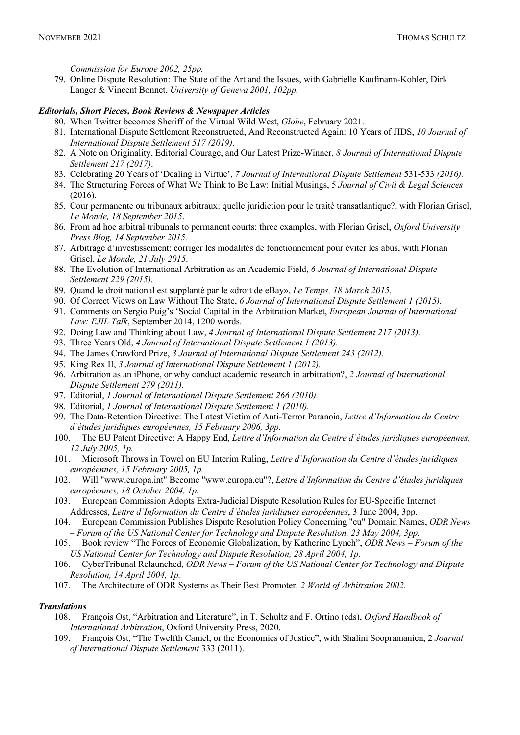*Commission for Europe 2002, 25pp.*

79. Online Dispute Resolution: The State of the Art and the Issues, with Gabrielle Kaufmann-Kohler, Dirk Langer & Vincent Bonnet, *University of Geneva 2001, 102pp.*

### *Editorials, Short Pieces, Book Reviews & Newspaper Articles*

80. When Twitter becomes Sheriff of the Virtual Wild West, *Globe*, February 2021.
81. International Dispute Settlement Reconstructed, And Reconstructed Again: 10 Years of JIDS, *10 Journal of International Dispute Settlement 517 (2019)*.
82. A Note on Originality, Editorial Courage, and Our Latest Prize-Winner, *8 Journal of International Dispute Settlement 217 (2017)*.
83. Celebrating 20 Years of 'Dealing in Virtue', *7 Journal of International Dispute Settlement* 531-533 *(2016).*
84. The Structuring Forces of What We Think to Be Law: Initial Musings, 5 *Journal of Civil & Legal Sciences* (2016).
85. Cour permanente ou tribunaux arbitraux: quelle juridiction pour le traité transatlantique?, with Florian Grisel, *Le Monde, 18 September 2015*.
86. From ad hoc arbitral tribunals to permanent courts: three examples, with Florian Grisel, *Oxford University Press Blog, 14 September 2015.*
87. Arbitrage d'investissement: corriger les modalités de fonctionnement pour éviter les abus, with Florian Grisel, *Le Monde, 21 July 2015*.
88. The Evolution of International Arbitration as an Academic Field, *6 Journal of International Dispute Settlement 229 (2015).*
89. Quand le droit national est supplanté par le «droit de eBay», *Le Temps, 18 March 2015.*
90. Of Correct Views on Law Without The State, *6 Journal of International Dispute Settlement 1 (2015).*
91. Comments on Sergio Puig's 'Social Capital in the Arbitration Market, *European Journal of International Law: EJIL Talk*, September 2014, 1200 words.
92. Doing Law and Thinking about Law, *4 Journal of International Dispute Settlement 217 (2013).*
93. Three Years Old, *4 Journal of International Dispute Settlement 1 (2013).*
94. The James Crawford Prize, *3 Journal of International Dispute Settlement 243 (2012).*
95. King Rex II, *3 Journal of International Dispute Settlement 1 (2012).*
96. Arbitration as an iPhone, or why conduct academic research in arbitration?, *2 Journal of International Dispute Settlement 279 (2011).*
97. Editorial, *1 Journal of International Dispute Settlement 266 (2010).*
98. Editorial, *1 Journal of International Dispute Settlement 1 (2010).*
99. The Data-Retention Directive: The Latest Victim of Anti-Terror Paranoia, *Lettre d'Information du Centre d'études juridiques européennes, 15 February 2006, 3pp.*
100. The EU Patent Directive: A Happy End, *Lettre d'Information du Centre d'études juridiques européennes, 12 July 2005, 1p.*
101. Microsoft Throws in Towel on EU Interim Ruling, *Lettre d'Information du Centre d'études juridiques européennes, 15 February 2005, 1p.*
102. Will "www.europa.int" Become "www.europa.eu"?, *Lettre d'Information du Centre d'études juridiques européennes, 18 October 2004, 1p.*
103. European Commission Adopts Extra-Judicial Dispute Resolution Rules for EU-Specific Internet Addresses, *Lettre d'Information du Centre d'études juridiques européennes*, 3 June 2004, 3pp.
104. European Commission Publishes Dispute Resolution Policy Concerning "eu" Domain Names, *ODR News – Forum of the US National Center for Technology and Dispute Resolution, 23 May 2004, 3pp.*
105. Book review "The Forces of Economic Globalization, by Katherine Lynch", *ODR News – Forum of the US National Center for Technology and Dispute Resolution, 28 April 2004, 1p.*
106. CyberTribunal Relaunched, *ODR News – Forum of the US National Center for Technology and Dispute Resolution, 14 April 2004, 1p.*
107. The Architecture of ODR Systems as Their Best Promoter, *2 World of Arbitration 2002.*

### *Translations*

108. François Ost, "Arbitration and Literature", in T. Schultz and F. Ortino (eds), *Oxford Handbook of International Arbitration*, Oxford University Press, 2020.
109. François Ost, "The Twelfth Camel, or the Economics of Justice", with Shalini Soopramanien, 2 *Journal of International Dispute Settlement* 333 (2011).